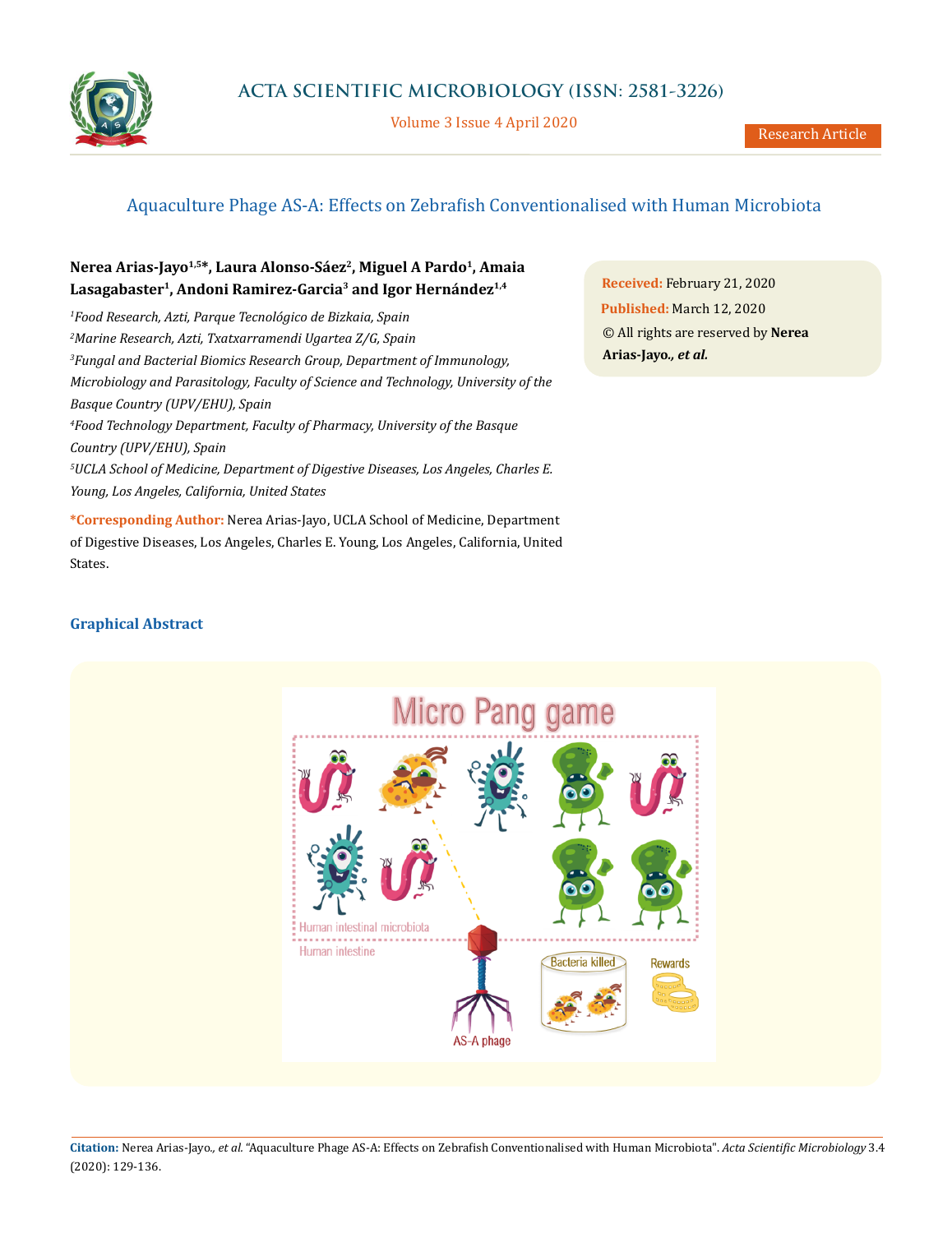# Aquaculture Phage AS-A: Effects on Zebrafish Conventionalised with Human Microbiota

**Nerea Arias-Jayo[1,5]*, Laura Alonso-Sáez[2], Miguel A Pardo[1], Amaia Lasagabaster[1], Andoni Ramirez-Garcia[3] and Igor Hernández[1,4]**

[1]*Food Research, Azti, Parque Tecnológico de Bizkaia, Spain*

[2]*Marine Research, Azti, Txatxarramendi Ugartea Z/G, Spain*

[3]*Fungal and Bacterial Biomics Research Group, Department of Immunology, Microbiology and Parasitology, Faculty of Science and Technology, University of the Basque Country (UPV/EHU), Spain*

[4]*Food Technology Department, Faculty of Pharmacy, University of the Basque Country (UPV/EHU), Spain*

[5]*UCLA School of Medicine, Department of Digestive Diseases, Los Angeles, Charles E. Young, Los Angeles, California, United States*

**\*Corresponding Author:** Nerea Arias-Jayo, UCLA School of Medicine, Department of Digestive Diseases, Los Angeles, Charles E. Young, Los Angeles, California, United States.

**Received:** February 21, 2020

**Published:** March 12, 2020

© All rights are reserved by **Nerea Arias-Jayo., *et al.***

## Graphical Abstract

Micro Pang game

Human intestinal microbiota

Human intestine

AS-A phage

Bacteria killed

Rewards

**Citation:** Nerea Arias-Jayo*., et al.* "Aquaculture Phage AS-A: Effects on Zebrafish Conventionalised with Human Microbiota". *Acta Scientific Microbiology* 3.4 (2020): 129-136.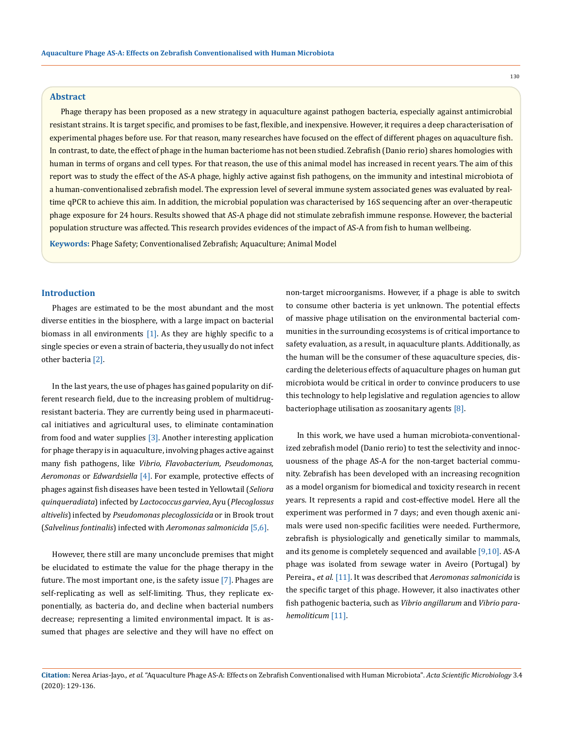## Abstract

Phage therapy has been proposed as a new strategy in aquaculture against pathogen bacteria, especially against antimicrobial resistant strains. It is target specific, and promises to be fast, flexible, and inexpensive. However, it requires a deep characterisation of experimental phages before use. For that reason, many researches have focused on the effect of different phages on aquaculture fish. In contrast, to date, the effect of phage in the human bacteriome has not been studied. Zebrafish (Danio rerio) shares homologies with human in terms of organs and cell types. For that reason, the use of this animal model has increased in recent years. The aim of this report was to study the effect of the AS-A phage, highly active against fish pathogens, on the immunity and intestinal microbiota of a human-conventionalised zebrafish model. The expression level of several immune system associated genes was evaluated by real-time qPCR to achieve this aim. In addition, the microbial population was characterised by 16S sequencing after an over-therapeutic phage exposure for 24 hours. Results showed that AS-A phage did not stimulate zebrafish immune response. However, the bacterial population structure was affected. This research provides evidences of the impact of AS-A from fish to human wellbeing.

**Keywords:** Phage Safety; Conventionalised Zebrafish; Aquaculture; Animal Model

## Introduction

Phages are estimated to be the most abundant and the most diverse entities in the biosphere, with a large impact on bacterial biomass in all environments [1]. As they are highly specific to a single species or even a strain of bacteria, they usually do not infect other bacteria [2].

In the last years, the use of phages has gained popularity on different research field, due to the increasing problem of multidrug-resistant bacteria. They are currently being used in pharmaceutical initiatives and agricultural uses, to eliminate contamination from food and water supplies [3]. Another interesting application for phage therapy is in aquaculture, involving phages active against many fish pathogens, like *Vibrio*, *Flavobacterium, Pseudomonas, Aeromonas* or *Edwardsiella* [4]. For example, protective effects of phages against fish diseases have been tested in Yellowtail (*Seliora quinqueradiata*) infected by *Lactococcus garviea*, Ayu (*Plecoglossus altivelis*) infected by *Pseudomonas plecoglossicida* or in Brook trout (*Salvelinus fontinalis*) infected with *Aeromonas salmonicida* [5,6].

However, there still are many unconclude premises that might be elucidated to estimate the value for the phage therapy in the future. The most important one, is the safety issue [7]. Phages are self-replicating as well as self-limiting. Thus, they replicate exponentially, as bacteria do, and decline when bacterial numbers decrease; representing a limited environmental impact. It is assumed that phages are selective and they will have no effect on non-target microorganisms. However, if a phage is able to switch to consume other bacteria is yet unknown. The potential effects of massive phage utilisation on the environmental bacterial communities in the surrounding ecosystems is of critical importance to safety evaluation, as a result, in aquaculture plants. Additionally, as the human will be the consumer of these aquaculture species, discarding the deleterious effects of aquaculture phages on human gut microbiota would be critical in order to convince producers to use this technology to help legislative and regulation agencies to allow bacteriophage utilisation as zoosanitary agents [8].

In this work, we have used a human microbiota-conventionalized zebrafish model (Danio rerio) to test the selectivity and innocuousness of the phage AS-A for the non-target bacterial community. Zebrafish has been developed with an increasing recognition as a model organism for biomedical and toxicity research in recent years. It represents a rapid and cost-effective model. Here all the experiment was performed in 7 days; and even though axenic animals were used non-specific facilities were needed. Furthermore, zebrafish is physiologically and genetically similar to mammals, and its genome is completely sequenced and available [9,10]. AS-A phage was isolated from sewage water in Aveiro (Portugal) by Pereira., *et al.* [11]. It was described that *Aeromonas salmonicida* is the specific target of this phage. However, it also inactivates other fish pathogenic bacteria, such as *Vibrio angillarum* and *Vibrio parahemoliticum* [11].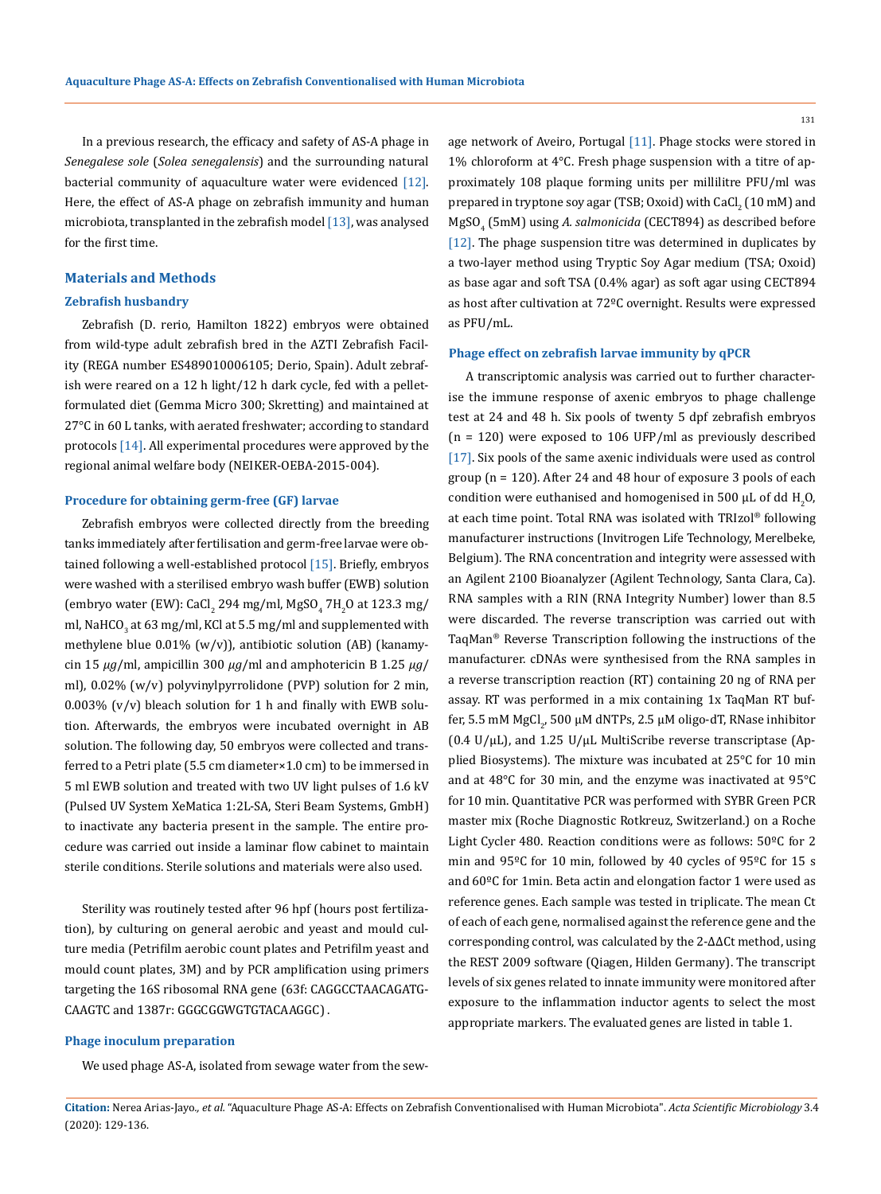In a previous research, the efficacy and safety of AS-A phage in *Senegalese sole* (*Solea senegalensis*) and the surrounding natural bacterial community of aquaculture water were evidenced [12]. Here, the effect of AS-A phage on zebrafish immunity and human microbiota, transplanted in the zebrafish model [13], was analysed for the first time.

## Materials and Methods

### Zebrafish husbandry

Zebrafish (D. rerio, Hamilton 1822) embryos were obtained from wild-type adult zebrafish bred in the AZTI Zebrafish Facility (REGA number ES489010006105; Derio, Spain). Adult zebrafish were reared on a 12 h light/12 h dark cycle, fed with a pellet-formulated diet (Gemma Micro 300; Skretting) and maintained at 27°C in 60 L tanks, with aerated freshwater; according to standard protocols [14]. All experimental procedures were approved by the regional animal welfare body (NEIKER-OEBA-2015-004).

### Procedure for obtaining germ-free (GF) larvae

Zebrafish embryos were collected directly from the breeding tanks immediately after fertilisation and germ-free larvae were obtained following a well-established protocol [15]. Briefly, embryos were washed with a sterilised embryo wash buffer (EWB) solution (embryo water (EW): $CaCl_2$ 294 mg/ml, $MgSO_4$ $7H_2O$ at 123.3 mg/ml, $NaHCO_3$ at 63 mg/ml, KCl at 5.5 mg/ml and supplemented with methylene blue 0.01% (w/v)), antibiotic solution (AB) (kanamycin 15 $\mu g$/ml, ampicillin 300 $\mu g$/ml and amphotericin B 1.25 $\mu g$/ml), 0.02% (w/v) polyvinylpyrrolidone (PVP) solution for 2 min, 0.003% (v/v) bleach solution for 1 h and finally with EWB solution. Afterwards, the embryos were incubated overnight in AB solution. The following day, 50 embryos were collected and transferred to a Petri plate (5.5 cm diameter×1.0 cm) to be immersed in 5 ml EWB solution and treated with two UV light pulses of 1.6 kV (Pulsed UV System XeMatica 1:2L-SA, Steri Beam Systems, GmbH) to inactivate any bacteria present in the sample. The entire procedure was carried out inside a laminar flow cabinet to maintain sterile conditions. Sterile solutions and materials were also used.

Sterility was routinely tested after 96 hpf (hours post fertilization), by culturing on general aerobic and yeast and mould culture media (Petrifilm aerobic count plates and Petrifilm yeast and mould count plates, 3M) and by PCR amplification using primers targeting the 16S ribosomal RNA gene (63f: CAGGCCTAACAGATGCAAGTC and 1387r: GGGCGGWGTGTACAAGGC) .

### Phage inoculum preparation

We used phage AS-A, isolated from sewage water from the sewage network of Aveiro, Portugal [11]. Phage stocks were stored in 1% chloroform at 4°C. Fresh phage suspension with a titre of approximately 108 plaque forming units per millilitre PFU/ml was prepared in tryptone soy agar (TSB; Oxoid) with $CaCl_2$ (10 mM) and $MgSO_4$ (5mM) using *A. salmonicida* (CECT894) as described before [12]. The phage suspension titre was determined in duplicates by a two-layer method using Tryptic Soy Agar medium (TSA; Oxoid) as base agar and soft TSA (0.4% agar) as soft agar using CECT894 as host after cultivation at 72ºC overnight. Results were expressed as PFU/mL.

### Phage effect on zebrafish larvae immunity by qPCR

A transcriptomic analysis was carried out to further characterise the immune response of axenic embryos to phage challenge test at 24 and 48 h. Six pools of twenty 5 dpf zebrafish embryos (n = 120) were exposed to 106 UFP/ml as previously described [17]. Six pools of the same axenic individuals were used as control group (n = 120). After 24 and 48 hour of exposure 3 pools of each condition were euthanised and homogenised in 500 µL of dd $H_2O$, at each time point. Total RNA was isolated with TRIzol® following manufacturer instructions (Invitrogen Life Technology, Merelbeke, Belgium). The RNA concentration and integrity were assessed with an Agilent 2100 Bioanalyzer (Agilent Technology, Santa Clara, Ca). RNA samples with a RIN (RNA Integrity Number) lower than 8.5 were discarded. The reverse transcription was carried out with TaqMan® Reverse Transcription following the instructions of the manufacturer. cDNAs were synthesised from the RNA samples in a reverse transcription reaction (RT) containing 20 ng of RNA per assay. RT was performed in a mix containing 1x TaqMan RT buffer, 5.5 mM $MgCl_2$, 500 µM dNTPs, 2.5 µM oligo-dT, RNase inhibitor (0.4 U/µL), and 1.25 U/µL MultiScribe reverse transcriptase (Applied Biosystems). The mixture was incubated at 25°C for 10 min and at 48°C for 30 min, and the enzyme was inactivated at 95°C for 10 min. Quantitative PCR was performed with SYBR Green PCR master mix (Roche Diagnostic Rotkreuz, Switzerland.) on a Roche Light Cycler 480. Reaction conditions were as follows: 50ºC for 2 min and 95ºC for 10 min, followed by 40 cycles of 95ºC for 15 s and 60ºC for 1min. Beta actin and elongation factor 1 were used as reference genes. Each sample was tested in triplicate. The mean Ct of each of each gene, normalised against the reference gene and the corresponding control, was calculated by the $2^{-\Delta\Delta Ct}$ method, using the REST 2009 software (Qiagen, Hilden Germany). The transcript levels of six genes related to innate immunity were monitored after exposure to the inflammation inductor agents to select the most appropriate markers. The evaluated genes are listed in table 1.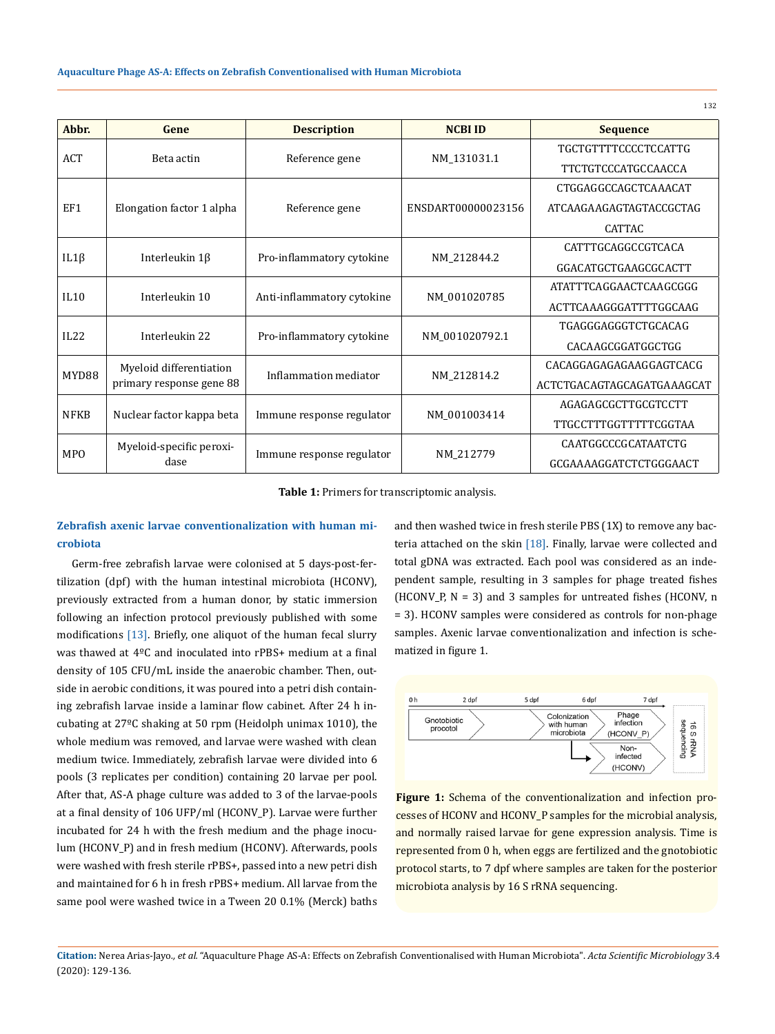| Abbr. | Gene | Description | NCBI ID | Sequence |
|---|---|---|---|---|
| ACT | Beta actin | Reference gene | NM_131031.1 | TGCTGTTTTCCCCTCCATTG TTCTGTCCCATGCCAACCA |
| EF1 | Elongation factor 1 alpha | Reference gene | ENSDART00000023156 | CTGGAGGCCAGCTCAAACAT ATCAAGAAGAGTAGTACCGCTAG CATTAC |
| IL1β | Interleukin 1β | Pro-inflammatory cytokine | NM_212844.2 | CATTTGCAGGCCGTCACA GGACATGCTGAAGCGCACTT |
| IL10 | Interleukin 10 | Anti-inflammatory cytokine | NM_001020785 | ATATTTCAGGAACTCAAGCGGG ACTTCAAAGGGATTTTGGCAAG |
| IL22 | Interleukin 22 | Pro-inflammatory cytokine | NM_001020792.1 | TGAGGGAGGGTCTGCACAG CACAAGCGGATGGCTGG |
| MYD88 | Myeloid differentiation primary response gene 88 | Inflammation mediator | NM_212814.2 | CACAGGAGAGAGAAGGAGTCACG ACTCTGACAGTAGCAGATGAAAGCAT |
| NFKB | Nuclear factor kappa beta | Immune response regulator | NM_001003414 | AGAGAGCGCTTGCGTCCTT TTGCCTTTGGTTTTTCGGTAA |
| MPO | Myeloid-specific peroxidase | Immune response regulator | NM_212779 | CAATGGCCCGCATAATCTG GCGAAAAGGATCTCTGGGAACT |

**Table 1:** Primers for transcriptomic analysis.

### Zebrafish axenic larvae conventionalization with human microbiota

Germ-free zebrafish larvae were colonised at 5 days-post-fertilization (dpf) with the human intestinal microbiota (HCONV), previously extracted from a human donor, by static immersion following an infection protocol previously published with some modifications [13]. Briefly, one aliquot of the human fecal slurry was thawed at 4ºC and inoculated into rPBS+ medium at a final density of 105 CFU/mL inside the anaerobic chamber. Then, outside in aerobic conditions, it was poured into a petri dish containing zebrafish larvae inside a laminar flow cabinet. After 24 h incubating at 27ºC shaking at 50 rpm (Heidolph unimax 1010), the whole medium was removed, and larvae were washed with clean medium twice. Immediately, zebrafish larvae were divided into 6 pools (3 replicates per condition) containing 20 larvae per pool. After that, AS-A phage culture was added to 3 of the larvae-pools at a final density of 106 UFP/ml (HCONV_P). Larvae were further incubated for 24 h with the fresh medium and the phage inoculum (HCONV_P) and in fresh medium (HCONV). Afterwards, pools were washed with fresh sterile rPBS+, passed into a new petri dish and maintained for 6 h in fresh rPBS+ medium. All larvae from the same pool were washed twice in a Tween 20 0.1% (Merck) baths and then washed twice in fresh sterile PBS (1X) to remove any bacteria attached on the skin [18]. Finally, larvae were collected and total gDNA was extracted. Each pool was considered as an independent sample, resulting in 3 samples for phage treated fishes (HCONV_P, N = 3) and 3 samples for untreated fishes (HCONV, n = 3). HCONV samples were considered as controls for non-phage samples. Axenic larvae conventionalization and infection is schematized in figure 1.

0 h
2 dpf
5 dpf
6 dpf
7 dpf
Gnotobiotic procotol
Colonization with human microbiota
Phage infection (HCONV_P)
Non-infected (HCONV)
16 S rRNA sequencing

**Figure 1:** Schema of the conventionalization and infection processes of HCONV and HCONV_P samples for the microbial analysis, and normally raised larvae for gene expression analysis. Time is represented from 0 h, when eggs are fertilized and the gnotobiotic protocol starts, to 7 dpf where samples are taken for the posterior microbiota analysis by 16 S rRNA sequencing.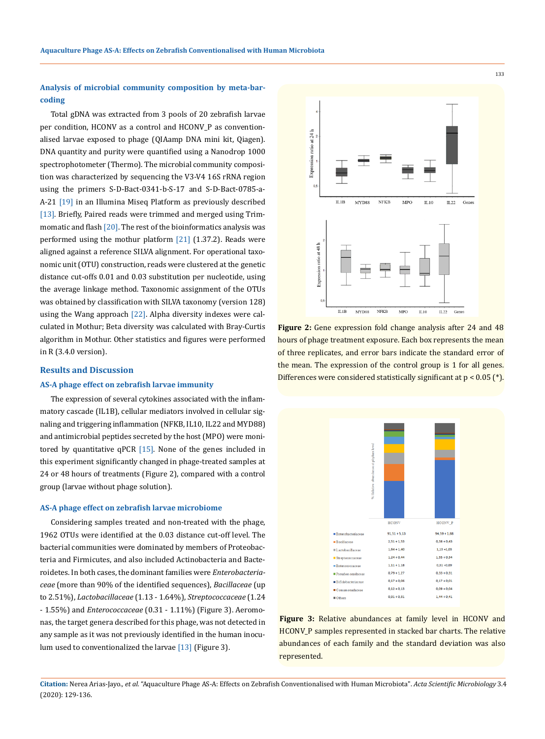### Analysis of microbial community composition by meta-barcoding

Total gDNA was extracted from 3 pools of 20 zebrafish larvae per condition, HCONV as a control and HCONV_P as conventionalised larvae exposed to phage (QIAamp DNA mini kit, Qiagen). DNA quantity and purity were quantified using a Nanodrop 1000 spectrophotometer (Thermo). The microbial community composition was characterized by sequencing the V3-V4 16S rRNA region using the primers S-D-Bact-0341-b-S-17 and S-D-Bact-0785-a-A-21 [19] in an Illumina Miseq Platform as previously described [13]. Briefly, Paired reads were trimmed and merged using Trimmomatic and flash [20]. The rest of the bioinformatics analysis was performed using the mothur platform [21] (1.37.2). Reads were aligned against a reference SILVA alignment. For operational taxonomic unit (OTU) construction, reads were clustered at the genetic distance cut-offs 0.01 and 0.03 substitution per nucleotide, using the average linkage method. Taxonomic assignment of the OTUs was obtained by classification with SILVA taxonomy (version 128) using the Wang approach [22]. Alpha diversity indexes were calculated in Mothur; Beta diversity was calculated with Bray-Curtis algorithm in Mothur. Other statistics and figures were performed in R (3.4.0 version).

## Results and Discussion

### AS-A phage effect on zebrafish larvae immunity

The expression of several cytokines associated with the inflammatory cascade (IL1B), cellular mediators involved in cellular signaling and triggering inflammation (NFKB, IL10, IL22 and MYD88) and antimicrobial peptides secreted by the host (MPO) were monitored by quantitative qPCR [15]. None of the genes included in this experiment significantly changed in phage-treated samples at 24 or 48 hours of treatments (Figure 2), compared with a control group (larvae without phage solution).

### AS-A phage effect on zebrafish larvae microbiome

Considering samples treated and non-treated with the phage, 1962 OTUs were identified at the 0.03 distance cut-off level. The bacterial communities were dominated by members of Proteobacteria and Firmicutes, and also included Actinobacteria and Bacteroidetes. In both cases, the dominant families were *Enterobacteriaceae* (more than 90% of the identified sequences), *Bacillaceae* (up to 2.51%), *Lactobacillaceae* (1.13 - 1.64%), *Streptococcaceae* (1.24 - 1.55%) and *Enterococcaceae* (0.31 - 1.11%) (Figure 3). Aeromonas, the target genera described for this phage, was not detected in any sample as it was not previously identified in the human inoculum used to conventionalized the larvae [13] (Figure 3).

Expression ratio at 24 h

4
2
1
0,5

IL1B MYD88 NFKB MPO IL10 IL22 Genes

Expression ratio at 48 h

2
1
0,5

IL1B MYD88 NFKB MPO IL10 IL22 Genes

**Figure 2:** Gene expression fold change analysis after 24 and 48 hours of phage treatment exposure. Each box represents the mean of three replicates, and error bars indicate the standard error of the mean. The expression of the control group is 1 for all genes. Differences were considered statistically significant at $p < 0.05$ (*).

% (relative abundance at phylum level)

HCONV HCONV_P

Enterobacteriaceae 91,51 ± 5,13 94,59 ± 1,88
Bacillaceae 2,51 ± 1,53 0,38 ± 0,43
Lactobacillaceae 1,64 ± 1,40 1,13 ± 1,03
Streptococcaceae 1,24 ± 0,44 1,55 ± 0,34
Enterococcaceae 1,11 ± 1,18 0,31 ± 0,09
Pseudomonadaceae 0,79 ± 1,27 0,33 ± 0,31
Bifidobacteriaceae 0,17 ± 0,06 0,17 ± 0,01
Comamonadaceae 0,12 ± 0,13 0,09 ± 0,04
Others 0,91 ± 0,31 1,44 ± 0,41

**Figure 3:** Relative abundances at family level in HCONV and HCONV_P samples represented in stacked bar charts. The relative abundances of each family and the standard deviation was also represented.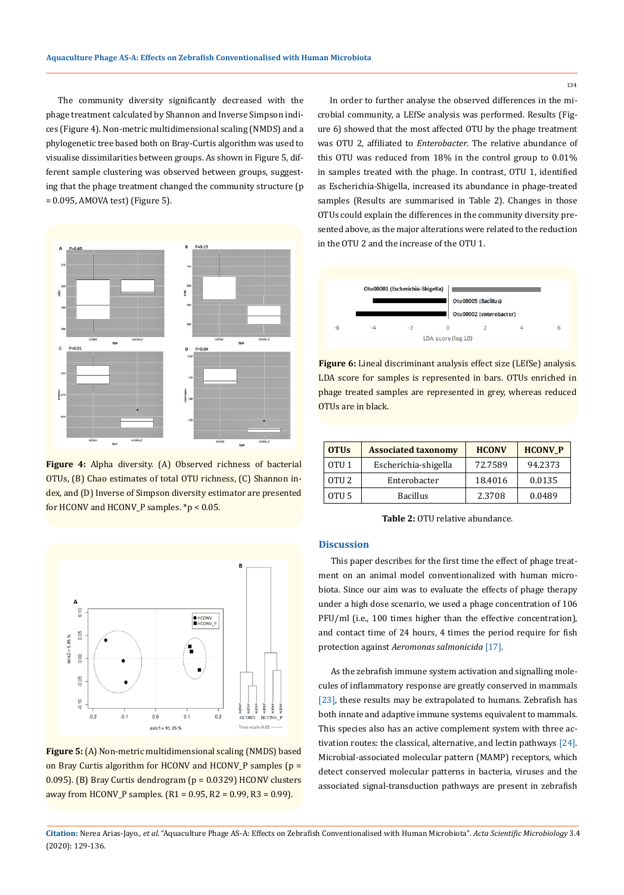The community diversity significantly decreased with the phage treatment calculated by Shannon and Inverse Simpson indices (Figure 4). Non-metric multidimensional scaling (NMDS) and a phylogenetic tree based both on Bray-Curtis algorithm was used to visualise dissimilarities between groups. As shown in Figure 5, different sample clustering was observed between groups, suggesting that the phage treatment changed the community structure (p = 0.095, AMOVA test) (Figure 5).

A P=0.60

B P=0.19

C P=0.01

D P=0.04

HCONV HCONV_P

type

**Figure 4:** Alpha diversity. (A) Observed richness of bacterial OTUs, (B) Chao estimates of total OTU richness, (C) Shannon index, and (D) Inverse of Simpson diversity estimator are presented for HCONV and HCONV_P samples. *p < 0.05.

A

B

HCONV

HCONV_P

axis1 = 91.35 %

axis2 = 5.95 %

Tree scale 0.01

**Figure 5:** (A) Non-metric multidimensional scaling (NMDS) based on Bray Curtis algorithm for HCONV and HCONV_P samples (p = 0.095). (B) Bray Curtis dendrogram (p = 0.0329) HCONV clusters away from HCONV_P samples. (R1 = 0.95, R2 = 0.99, R3 = 0.99).

In order to further analyse the observed differences in the microbial community, a LEfSe analysis was performed. Results (Figure 6) showed that the most affected OTU by the phage treatment was OTU 2, affiliated to *Enterobacter*. The relative abundance of this OTU was reduced from 18% in the control group to 0.01% in samples treated with the phage. In contrast, OTU 1, identified as Escherichia-Shigella, increased its abundance in phage-treated samples (Results are summarised in Table 2). Changes in those OTUs could explain the differences in the community diversity presented above, as the major alterations were related to the reduction in the OTU 2 and the increase of the OTU 1.

Otu00001 (Escherichia-Shigella)

Otu00005 (Bacillus)

Otu00002 (enterobacter)

-6 -4 -2 0 2 4 6

LDA score (log 10)

**Figure 6:** Lineal discriminant analysis effect size (LEfSe) analysis. LDA score for samples is represented in bars. OTUs enriched in phage treated samples are represented in grey, whereas reduced OTUs are in black.

| OTUs | Associated taxonomy | HCONV | HCONV_P |
|---|---|---|---|
| OTU 1 | Escherichia-shigella | 72.7589 | 94.2373 |
| OTU 2 | Enterobacter | 18.4016 | 0.0135 |
| OTU 5 | Bacillus | 2.3708 | 0.0489 |

**Table 2:** OTU relative abundance.

## Discussion

This paper describes for the first time the effect of phage treatment on an animal model conventionalized with human microbiota. Since our aim was to evaluate the effects of phage therapy under a high dose scenario, we used a phage concentration of 106 PFU/ml (i.e., 100 times higher than the effective concentration), and contact time of 24 hours, 4 times the period require for fish protection against *Aeromonas salmonicida* [17].

As the zebrafish immune system activation and signalling molecules of inflammatory response are greatly conserved in mammals [23], these results may be extrapolated to humans. Zebrafish has both innate and adaptive immune systems equivalent to mammals. This species also has an active complement system with three activation routes: the classical, alternative, and lectin pathways [24]. Microbial-associated molecular pattern (MAMP) receptors, which detect conserved molecular patterns in bacteria, viruses and the associated signal-transduction pathways are present in zebrafish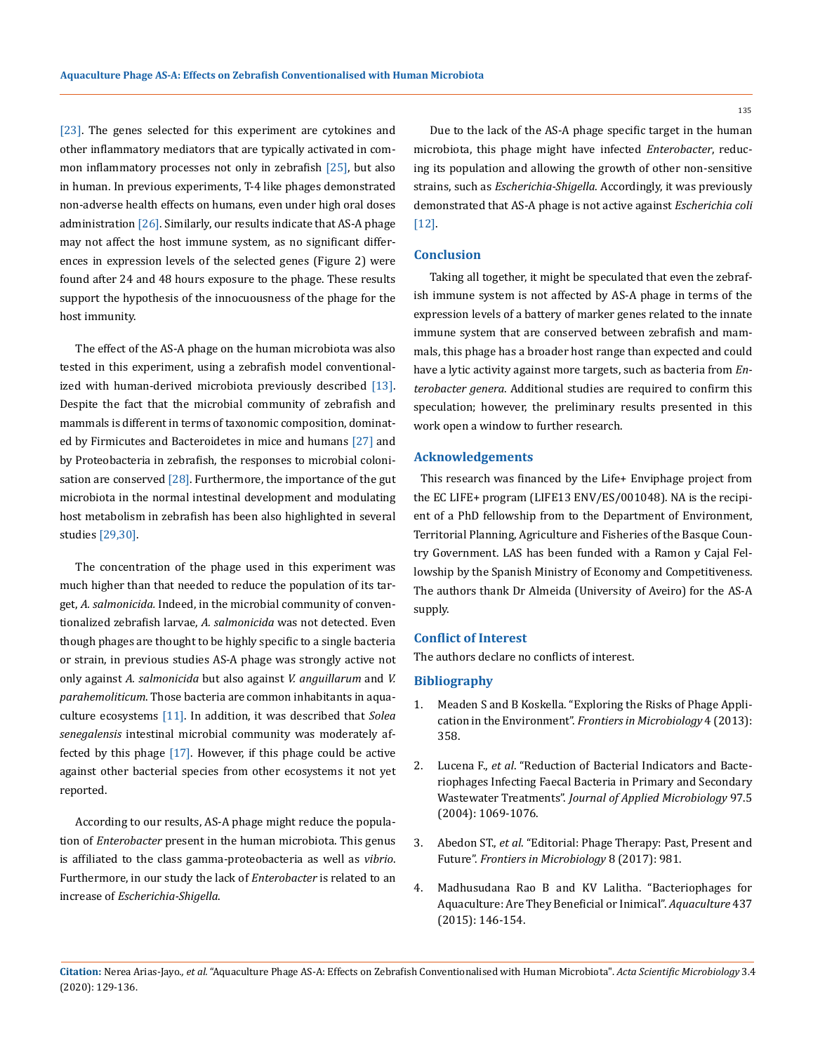[23]. The genes selected for this experiment are cytokines and other inflammatory mediators that are typically activated in common inflammatory processes not only in zebrafish [25], but also in human. In previous experiments, T-4 like phages demonstrated non-adverse health effects on humans, even under high oral doses administration [26]. Similarly, our results indicate that AS-A phage may not affect the host immune system, as no significant differences in expression levels of the selected genes (Figure 2) were found after 24 and 48 hours exposure to the phage. These results support the hypothesis of the innocuousness of the phage for the host immunity.

The effect of the AS-A phage on the human microbiota was also tested in this experiment, using a zebrafish model conventionalized with human-derived microbiota previously described [13]. Despite the fact that the microbial community of zebrafish and mammals is different in terms of taxonomic composition, dominated by Firmicutes and Bacteroidetes in mice and humans [27] and by Proteobacteria in zebrafish, the responses to microbial colonisation are conserved [28]. Furthermore, the importance of the gut microbiota in the normal intestinal development and modulating host metabolism in zebrafish has been also highlighted in several studies [29,30].

The concentration of the phage used in this experiment was much higher than that needed to reduce the population of its target, *A. salmonicida*. Indeed, in the microbial community of conventionalized zebrafish larvae, *A. salmonicida* was not detected. Even though phages are thought to be highly specific to a single bacteria or strain, in previous studies AS-A phage was strongly active not only against *A. salmonicida* but also against *V. anguillarum* and *V. parahemoliticum*. Those bacteria are common inhabitants in aquaculture ecosystems [11]. In addition, it was described that *Solea senegalensis* intestinal microbial community was moderately affected by this phage [17]. However, if this phage could be active against other bacterial species from other ecosystems it not yet reported.

According to our results, AS-A phage might reduce the population of *Enterobacter* present in the human microbiota. This genus is affiliated to the class gamma-proteobacteria as well as *vibrio*. Furthermore, in our study the lack of *Enterobacter* is related to an increase of *Escherichia-Shigella*.

Due to the lack of the AS-A phage specific target in the human microbiota, this phage might have infected *Enterobacter*, reducing its population and allowing the growth of other non-sensitive strains, such as *Escherichia-Shigella*. Accordingly, it was previously demonstrated that AS-A phage is not active against *Escherichia coli* [12].

## Conclusion

Taking all together, it might be speculated that even the zebrafish immune system is not affected by AS-A phage in terms of the expression levels of a battery of marker genes related to the innate immune system that are conserved between zebrafish and mammals, this phage has a broader host range than expected and could have a lytic activity against more targets, such as bacteria from *Enterobacter genera*. Additional studies are required to confirm this speculation; however, the preliminary results presented in this work open a window to further research.

## Acknowledgements

This research was financed by the Life+ Enviphage project from the EC LIFE+ program (LIFE13 ENV/ES/001048). NA is the recipient of a PhD fellowship from to the Department of Environment, Territorial Planning, Agriculture and Fisheries of the Basque Country Government. LAS has been funded with a Ramon y Cajal Fellowship by the Spanish Ministry of Economy and Competitiveness. The authors thank Dr Almeida (University of Aveiro) for the AS-A supply.

## Conflict of Interest

The authors declare no conflicts of interest.

## Bibliography

1. Meaden S and B Koskella. "Exploring the Risks of Phage Application in the Environment". *Frontiers in Microbiology* 4 (2013): 358.
2. Lucena F., *et al*. "Reduction of Bacterial Indicators and Bacteriophages Infecting Faecal Bacteria in Primary and Secondary Wastewater Treatments". *Journal of Applied Microbiology* 97.5 (2004): 1069-1076.
3. Abedon ST., *et al*. "Editorial: Phage Therapy: Past, Present and Future". *Frontiers in Microbiology* 8 (2017): 981.
4. Madhusudana Rao B and KV Lalitha. "Bacteriophages for Aquaculture: Are They Beneficial or Inimical". *Aquaculture* 437 (2015): 146-154.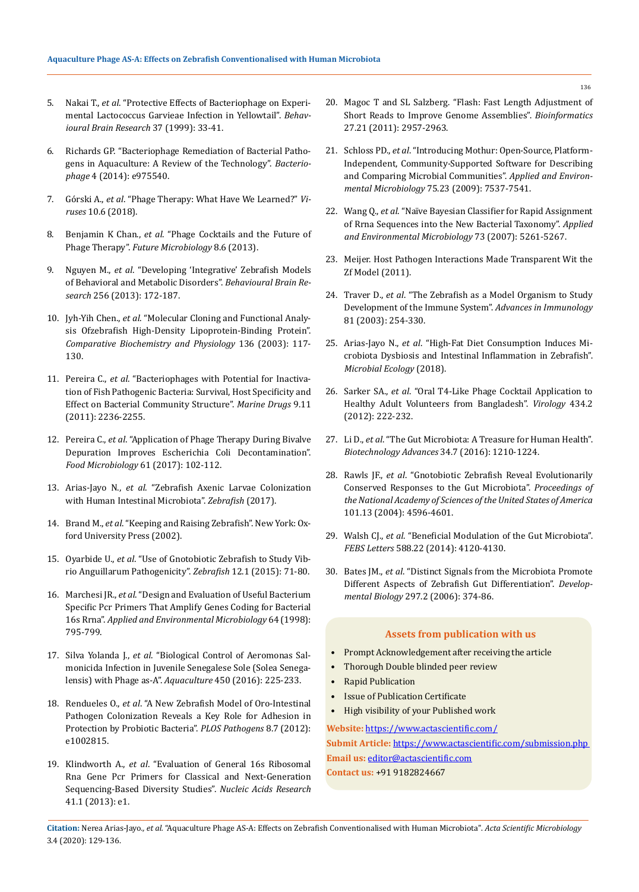5. Nakai T., *et al.* "Protective Effects of Bacteriophage on Experimental Lactococcus Garvieae Infection in Yellowtail". *Behavioural Brain Research* 37 (1999): 33-41.

6. Richards GP. "Bacteriophage Remediation of Bacterial Pathogens in Aquaculture: A Review of the Technology". *Bacteriophage* 4 (2014): e975540.

7. Górski A., *et al.* "Phage Therapy: What Have We Learned?" *Viruses* 10.6 (2018).

8. Benjamin K Chan., *et al.* "Phage Cocktails and the Future of Phage Therapy". *Future Microbiology* 8.6 (2013).

9. Nguyen M., *et al.* "Developing 'Integrative' Zebrafish Models of Behavioral and Metabolic Disorders". *Behavioural Brain Research* 256 (2013): 172-187.

10. Jyh-Yih Chen., *et al.* "Molecular Cloning and Functional Analysis Ofzebrafish High-Density Lipoprotein-Binding Protein". *Comparative Biochemistry and Physiology* 136 (2003): 117-130.

11. Pereira C., *et al.* "Bacteriophages with Potential for Inactivation of Fish Pathogenic Bacteria: Survival, Host Specificity and Effect on Bacterial Community Structure". *Marine Drugs* 9.11 (2011): 2236-2255.

12. Pereira C., *et al.* "Application of Phage Therapy During Bivalve Depuration Improves Escherichia Coli Decontamination". *Food Microbiology* 61 (2017): 102-112.

13. Arias-Jayo N., *et al.* "Zebrafish Axenic Larvae Colonization with Human Intestinal Microbiota". *Zebrafish* (2017).

14. Brand M., *et al.* "Keeping and Raising Zebrafish". New York: Oxford University Press (2002).

15. Oyarbide U., *et al.* "Use of Gnotobiotic Zebrafish to Study Vibrio Anguillarum Pathogenicity". *Zebrafish* 12.1 (2015): 71-80.

16. Marchesi JR., *et al.* "Design and Evaluation of Useful Bacterium Specific Pcr Primers That Amplify Genes Coding for Bacterial 16s Rrna". *Applied and Environmental Microbiology* 64 (1998): 795-799.

17. Silva Yolanda J., *et al.* "Biological Control of Aeromonas Salmonicida Infection in Juvenile Senegalese Sole (Solea Senegalensis) with Phage as-A". *Aquaculture* 450 (2016): 225-233.

18. Rendueles O., *et al.* "A New Zebrafish Model of Oro-Intestinal Pathogen Colonization Reveals a Key Role for Adhesion in Protection by Probiotic Bacteria". *PLOS Pathogens* 8.7 (2012): e1002815.

19. Klindworth A., *et al.* "Evaluation of General 16s Ribosomal Rna Gene Pcr Primers for Classical and Next-Generation Sequencing-Based Diversity Studies". *Nucleic Acids Research* 41.1 (2013): e1.

20. Magoc T and SL Salzberg. "Flash: Fast Length Adjustment of Short Reads to Improve Genome Assemblies". *Bioinformatics* 27.21 (2011): 2957-2963.

21. Schloss PD., *et al.* "Introducing Mothur: Open-Source, Platform-Independent, Community-Supported Software for Describing and Comparing Microbial Communities". *Applied and Environmental Microbiology* 75.23 (2009): 7537-7541.

22. Wang Q., *et al.* "Naïve Bayesian Classifier for Rapid Assignment of Rrna Sequences into the New Bacterial Taxonomy". *Applied and Environmental Microbiology* 73 (2007): 5261-5267.

23. Meijer. Host Pathogen Interactions Made Transparent Wit the Zf Model (2011).

24. Traver D., *et al.* "The Zebrafish as a Model Organism to Study Development of the Immune System". *Advances in Immunology* 81 (2003): 254-330.

25. Arias-Jayo N., *et al.* "High-Fat Diet Consumption Induces Microbiota Dysbiosis and Intestinal Inflammation in Zebrafish". *Microbial Ecology* (2018).

26. Sarker SA., *et al.* "Oral T4-Like Phage Cocktail Application to Healthy Adult Volunteers from Bangladesh". *Virology* 434.2 (2012): 222-232.

27. Li D., *et al.* "The Gut Microbiota: A Treasure for Human Health". *Biotechnology Advances* 34.7 (2016): 1210-1224.

28. Rawls JF., *et al.* "Gnotobiotic Zebrafish Reveal Evolutionarily Conserved Responses to the Gut Microbiota". *Proceedings of the National Academy of Sciences of the United States of America* 101.13 (2004): 4596-4601.

29. Walsh CJ., *et al.* "Beneficial Modulation of the Gut Microbiota". *FEBS Letters* 588.22 (2014): 4120-4130.

30. Bates JM., *et al.* "Distinct Signals from the Microbiota Promote Different Aspects of Zebrafish Gut Differentiation". *Developmental Biology* 297.2 (2006): 374-86.

### Assets from publication with us

- Prompt Acknowledgement after receiving the article
- Thorough Double blinded peer review
- Rapid Publication
- Issue of Publication Certificate
- High visibility of your Published work

**Website:** https://www.actascientific.com/
**Submit Article:** https://www.actascientific.com/submission.php
**Email us:** editor@actascientific.com
**Contact us:** +91 9182824667

**Citation:** Nerea Arias-Jayo., *et al.* "Aquaculture Phage AS-A: Effects on Zebrafish Conventionalised with Human Microbiota". *Acta Scientific Microbiology* 3.4 (2020): 129-136.